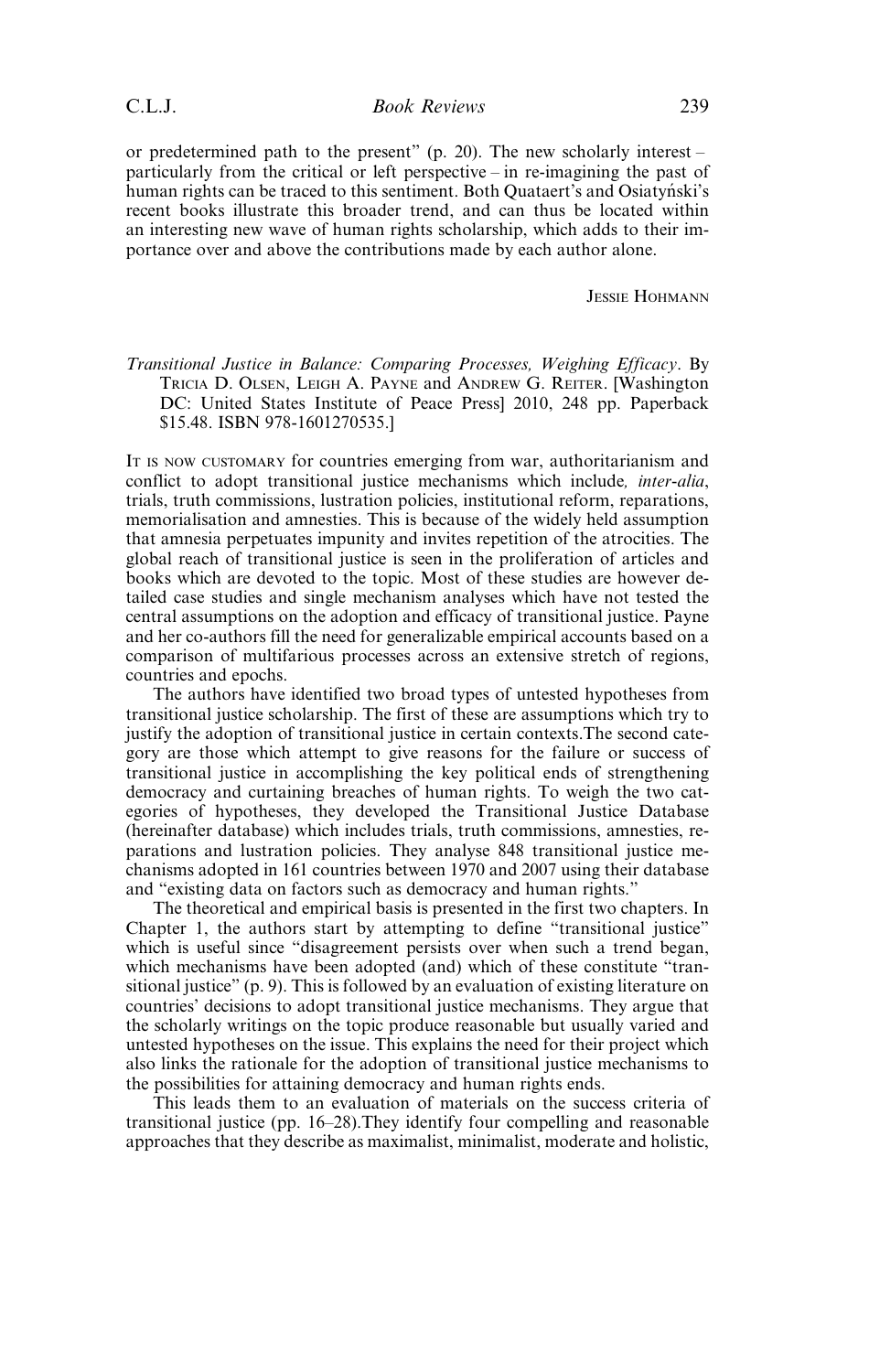or predetermined path to the present" (p. 20). The new scholarly interest – particularly from the critical or left perspective – in re-imagining the past of human rights can be traced to this sentiment. Both Quataert's and Osiatyński's recent books illustrate this broader trend, and can thus be located within an interesting new wave of human rights scholarship, which adds to their importance over and above the contributions made by each author alone.

JESSIE HOHMANN

*Transitional Justice in Balance: Comparing Processes, Weighing Efficacy*. By TRICIA D. OLSEN, LEIGH A. PAYNE and ANDREW G. REITER. [Washington DC: United States Institute of Peace Press] 2010, 248 pp. Paperback $15.48. ISBN 978-1601270535.]

IT IS NOW CUSTOMARY for countries emerging from war, authoritarianism and conflict to adopt transitional justice mechanisms which include*, inter-alia*, trials, truth commissions, lustration policies, institutional reform, reparations, memorialisation and amnesties. This is because of the widely held assumption that amnesia perpetuates impunity and invites repetition of the atrocities. The global reach of transitional justice is seen in the proliferation of articles and books which are devoted to the topic. Most of these studies are however detailed case studies and single mechanism analyses which have not tested the central assumptions on the adoption and efficacy of transitional justice. Payne and her co-authors fill the need for generalizable empirical accounts based on a comparison of multifarious processes across an extensive stretch of regions, countries and epochs.

The authors have identified two broad types of untested hypotheses from transitional justice scholarship. The first of these are assumptions which try to justify the adoption of transitional justice in certain contexts.The second category are those which attempt to give reasons for the failure or success of transitional justice in accomplishing the key political ends of strengthening democracy and curtaining breaches of human rights. To weigh the two categories of hypotheses, they developed the Transitional Justice Database (hereinafter database) which includes trials, truth commissions, amnesties, reparations and lustration policies. They analyse 848 transitional justice mechanisms adopted in 161 countries between 1970 and 2007 using their database and "existing data on factors such as democracy and human rights."

The theoretical and empirical basis is presented in the first two chapters. In Chapter 1, the authors start by attempting to define "transitional justice" which is useful since "disagreement persists over when such a trend began, which mechanisms have been adopted (and) which of these constitute "transitional justice" (p. 9). This is followed by an evaluation of existing literature on countries' decisions to adopt transitional justice mechanisms. They argue that the scholarly writings on the topic produce reasonable but usually varied and untested hypotheses on the issue. This explains the need for their project which also links the rationale for the adoption of transitional justice mechanisms to the possibilities for attaining democracy and human rights ends.

This leads them to an evaluation of materials on the success criteria of transitional justice (pp. 16–28).They identify four compelling and reasonable approaches that they describe as maximalist, minimalist, moderate and holistic,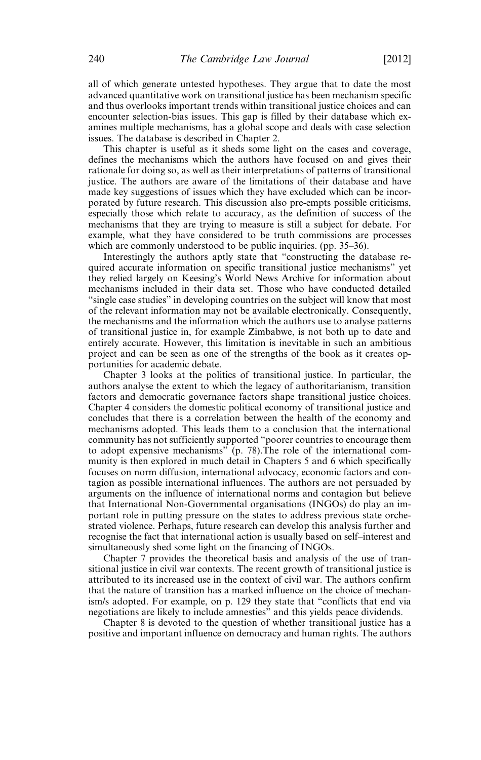all of which generate untested hypotheses. They argue that to date the most advanced quantitative work on transitional justice has been mechanism specific and thus overlooks important trends within transitional justice choices and can encounter selection-bias issues. This gap is filled by their database which examines multiple mechanisms, has a global scope and deals with case selection issues. The database is described in Chapter 2.

This chapter is useful as it sheds some light on the cases and coverage, defines the mechanisms which the authors have focused on and gives their rationale for doing so, as well as their interpretations of patterns of transitional justice. The authors are aware of the limitations of their database and have made key suggestions of issues which they have excluded which can be incorporated by future research. This discussion also pre-empts possible criticisms, especially those which relate to accuracy, as the definition of success of the mechanisms that they are trying to measure is still a subject for debate. For example, what they have considered to be truth commissions are processes which are commonly understood to be public inquiries. (pp. 35–36).

Interestingly the authors aptly state that "constructing the database required accurate information on specific transitional justice mechanisms" yet they relied largely on Keesing's World News Archive for information about mechanisms included in their data set. Those who have conducted detailed "single case studies" in developing countries on the subject will know that most of the relevant information may not be available electronically. Consequently, the mechanisms and the information which the authors use to analyse patterns of transitional justice in, for example Zimbabwe, is not both up to date and entirely accurate. However, this limitation is inevitable in such an ambitious project and can be seen as one of the strengths of the book as it creates opportunities for academic debate.

Chapter 3 looks at the politics of transitional justice. In particular, the authors analyse the extent to which the legacy of authoritarianism, transition factors and democratic governance factors shape transitional justice choices. Chapter 4 considers the domestic political economy of transitional justice and concludes that there is a correlation between the health of the economy and mechanisms adopted. This leads them to a conclusion that the international community has not sufficiently supported "poorer countries to encourage them to adopt expensive mechanisms" (p. 78).The role of the international community is then explored in much detail in Chapters 5 and 6 which specifically focuses on norm diffusion, international advocacy, economic factors and contagion as possible international influences. The authors are not persuaded by arguments on the influence of international norms and contagion but believe that International Non-Governmental organisations (INGOs) do play an important role in putting pressure on the states to address previous state orchestrated violence. Perhaps, future research can develop this analysis further and recognise the fact that international action is usually based on self–interest and simultaneously shed some light on the financing of INGOs.

Chapter 7 provides the theoretical basis and analysis of the use of transitional justice in civil war contexts. The recent growth of transitional justice is attributed to its increased use in the context of civil war. The authors confirm that the nature of transition has a marked influence on the choice of mechanism/s adopted. For example, on p. 129 they state that "conflicts that end via negotiations are likely to include amnesties" and this yields peace dividends.

Chapter 8 is devoted to the question of whether transitional justice has a positive and important influence on democracy and human rights. The authors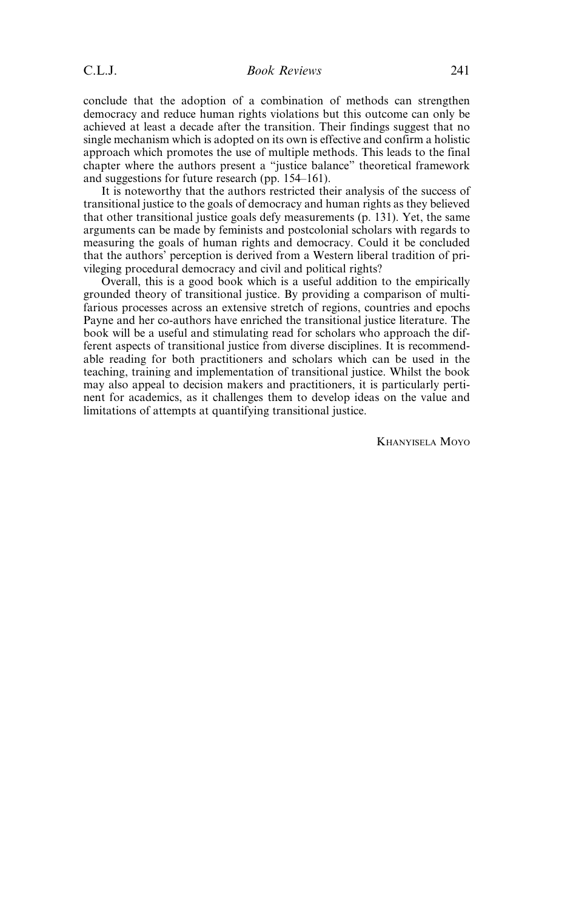conclude that the adoption of a combination of methods can strengthen democracy and reduce human rights violations but this outcome can only be achieved at least a decade after the transition. Their findings suggest that no single mechanism which is adopted on its own is effective and confirm a holistic approach which promotes the use of multiple methods. This leads to the final chapter where the authors present a "justice balance" theoretical framework and suggestions for future research (pp. 154–161).

It is noteworthy that the authors restricted their analysis of the success of transitional justice to the goals of democracy and human rights as they believed that other transitional justice goals defy measurements (p. 131). Yet, the same arguments can be made by feminists and postcolonial scholars with regards to measuring the goals of human rights and democracy. Could it be concluded that the authors' perception is derived from a Western liberal tradition of privileging procedural democracy and civil and political rights?

Overall, this is a good book which is a useful addition to the empirically grounded theory of transitional justice. By providing a comparison of multifarious processes across an extensive stretch of regions, countries and epochs Payne and her co-authors have enriched the transitional justice literature. The book will be a useful and stimulating read for scholars who approach the different aspects of transitional justice from diverse disciplines. It is recommendable reading for both practitioners and scholars which can be used in the teaching, training and implementation of transitional justice. Whilst the book may also appeal to decision makers and practitioners, it is particularly pertinent for academics, as it challenges them to develop ideas on the value and limitations of attempts at quantifying transitional justice.

KHANYISELA MOYO